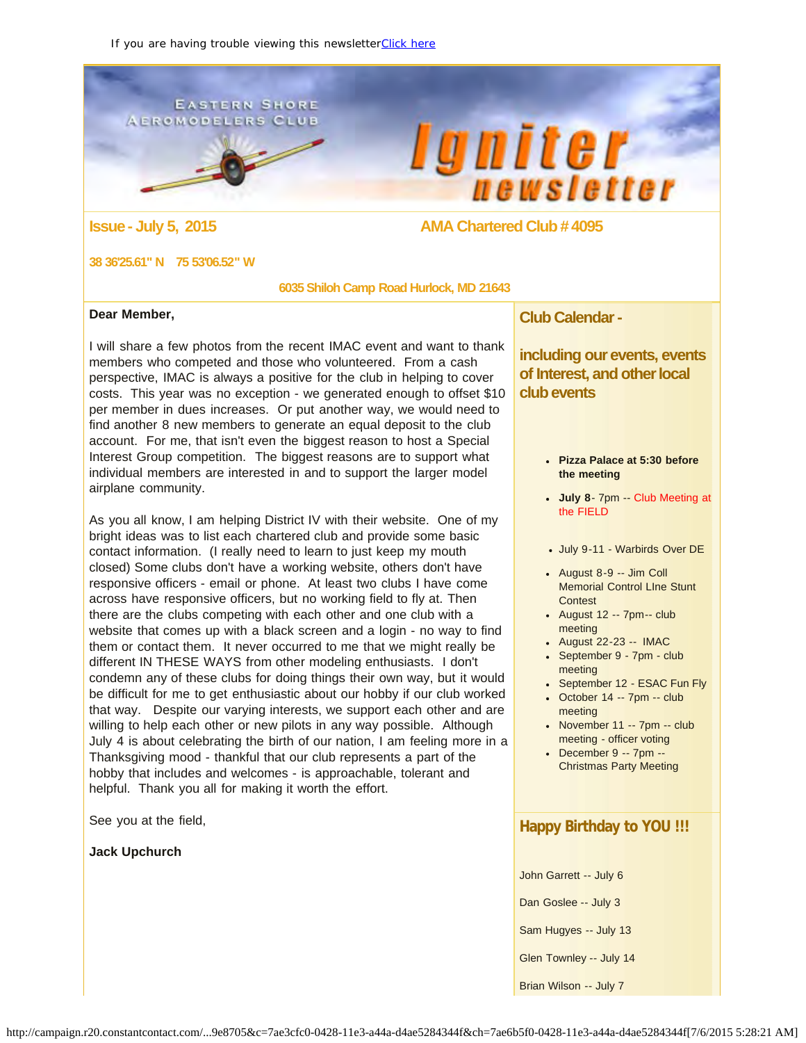If you are having trouble viewing this newsletter [Click here]

EASTERN SHORE AEROMODELERS CLUB

# Igniter newsletter

## Issue - July 5, 2015

## AMA Chartered Club # 4095

**38 36'25.61" N 75 53'06.52" W**

**6035 Shiloh Camp Road Hurlock, MD 21643**

**Dear Member,**

I will share a few photos from the recent IMAC event and want to thank members who competed and those who volunteered. From a cash perspective, IMAC is always a positive for the club in helping to cover costs. This year was no exception - we generated enough to offset $10 per member in dues increases. Or put another way, we would need to find another 8 new members to generate an equal deposit to the club account. For me, that isn't even the biggest reason to host a Special Interest Group competition. The biggest reasons are to support what individual members are interested in and to support the larger model airplane community.

As you all know, I am helping District IV with their website. One of my bright ideas was to list each chartered club and provide some basic contact information. (I really need to learn to just keep my mouth closed) Some clubs don't have a working website, others don't have responsive officers - email or phone. At least two clubs I have come across have responsive officers, but no working field to fly at. Then there are the clubs competing with each other and one club with a website that comes up with a black screen and a login - no way to find them or contact them. It never occurred to me that we might really be different IN THESE WAYS from other modeling enthusiasts. I don't condemn any of these clubs for doing things their own way, but it would be difficult for me to get enthusiastic about our hobby if our club worked that way. Despite our varying interests, we support each other and are willing to help each other or new pilots in any way possible. Although July 4 is about celebrating the birth of our nation, I am feeling more in a Thanksgiving mood - thankful that our club represents a part of the hobby that includes and welcomes - is approachable, tolerant and helpful. Thank you all for making it worth the effort.

See you at the field,

**Jack Upchurch**

## Club Calendar -

## including our events, events of Interest, and other local club events

- **Pizza Palace at 5:30 before the meeting**
- **July 8**- 7pm -- Club Meeting at the FIELD
- July 9-11 - Warbirds Over DE
- August 8-9 -- Jim Coll Memorial Control LIne Stunt Contest
- August 12 -- 7pm-- club meeting
- August 22-23 -- IMAC
- September 9 - 7pm - club meeting
- September 12 - ESAC Fun Fly
- October 14 -- 7pm -- club meeting
- November 11 -- 7pm -- club meeting - officer voting
- December 9 -- 7pm -- Christmas Party Meeting

## Happy Birthday to YOU !!!

John Garrett -- July 6

Dan Goslee -- July 3

Sam Hugyes -- July 13

Glen Townley -- July 14

Brian Wilson -- July 7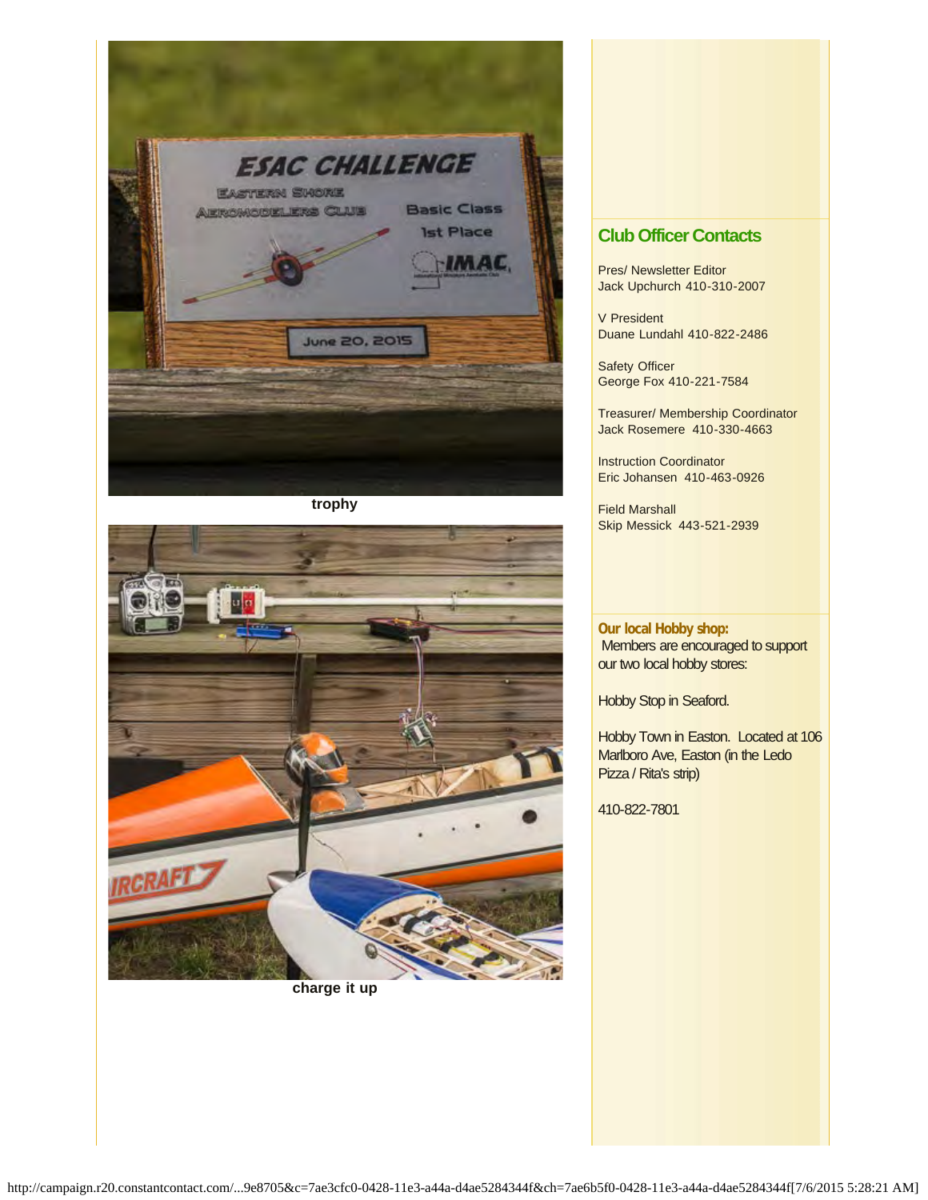trophy

charge it up

## Club Officer Contacts

Pres/ Newsletter Editor
Jack Upchurch 410-310-2007

V President
Duane Lundahl 410-822-2486

Safety Officer
George Fox 410-221-7584

Treasurer/ Membership Coordinator
Jack Rosemere 410-330-4663

Instruction Coordinator
Eric Johansen 410-463-0926

Field Marshall
Skip Messick 443-521-2939

**Our local Hobby shop:**
Members are encouraged to support our two local hobby stores:

Hobby Stop in Seaford.

Hobby Town in Easton. Located at 106 Marlboro Ave, Easton (in the Ledo Pizza / Rita's strip)

410-822-7801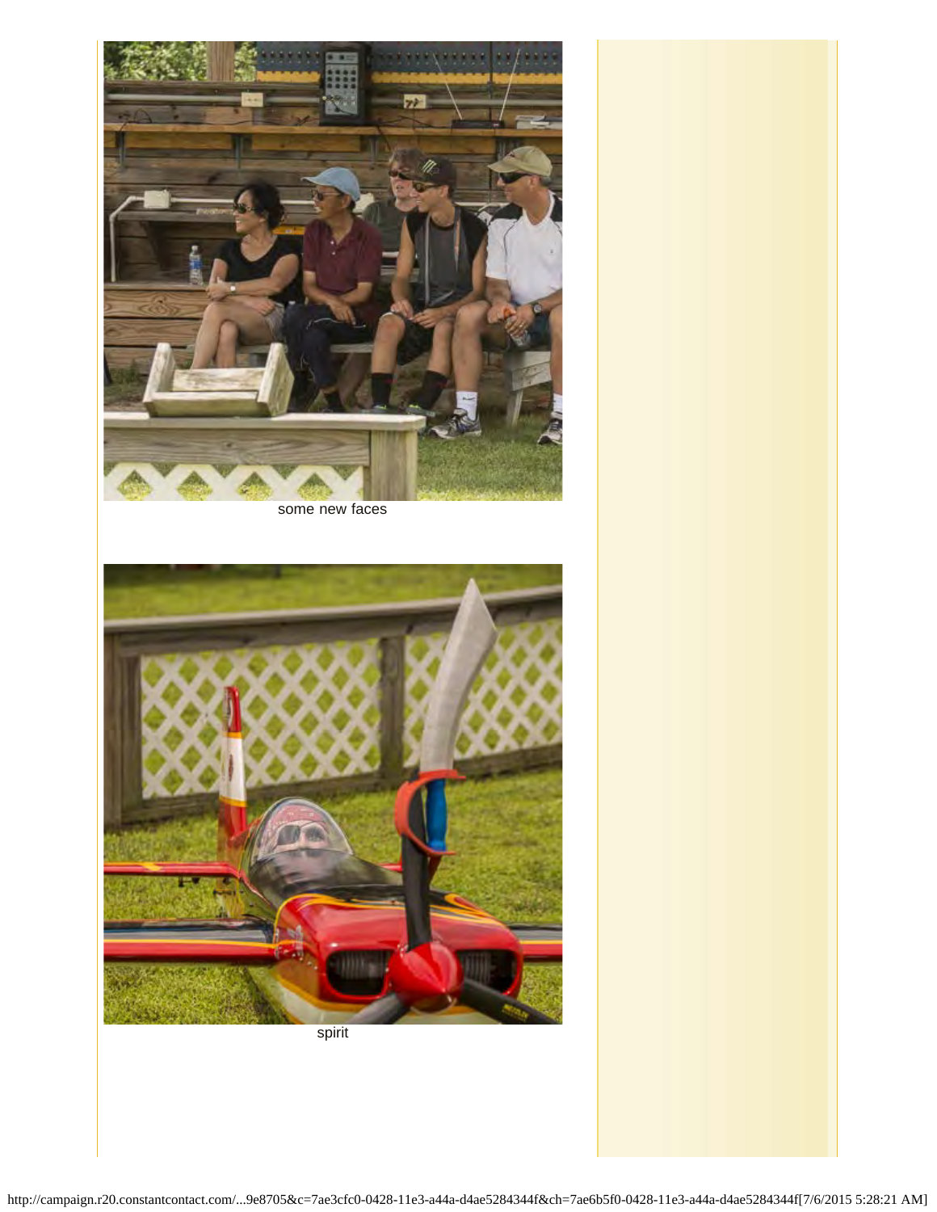some new faces

spirit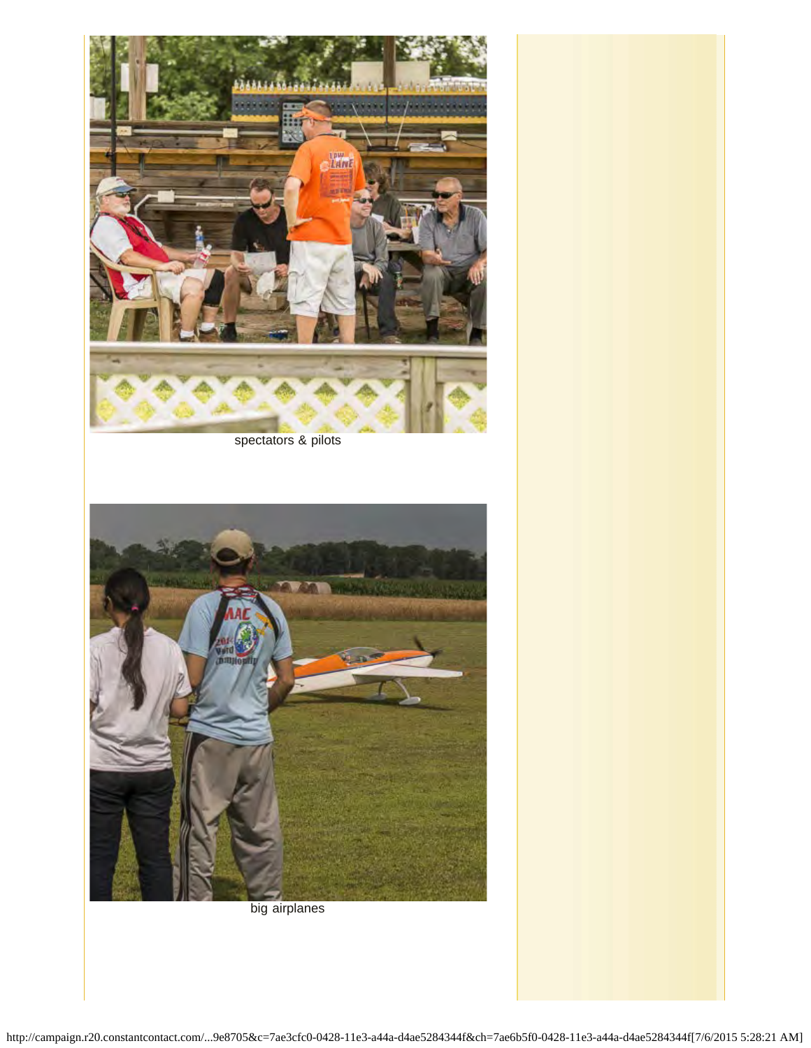spectators & pilots

big airplanes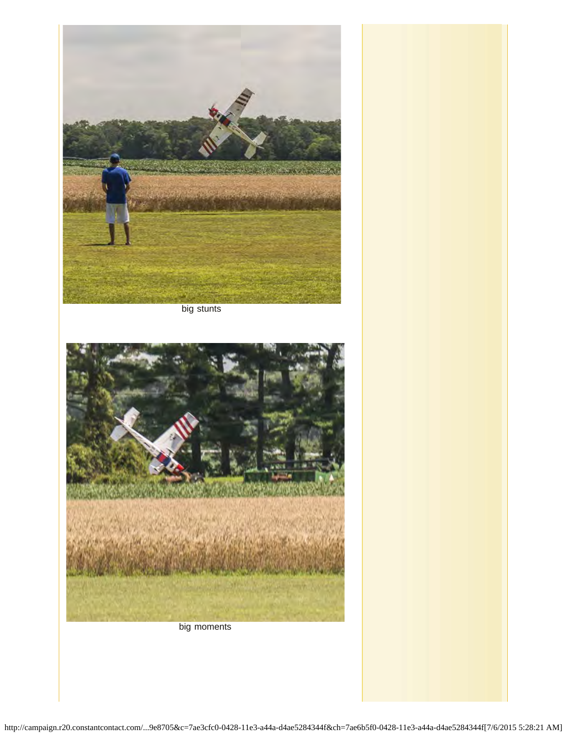big stunts

big moments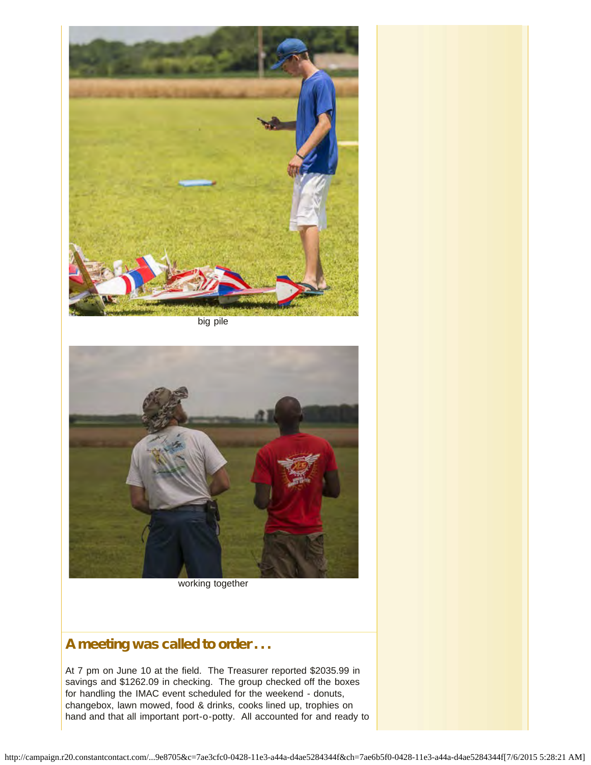big pile

working together

## A meeting was called to order . . .

At 7 pm on June 10 at the field. The Treasurer reported $2035.99 in savings and $1262.09 in checking. The group checked off the boxes for handling the IMAC event scheduled for the weekend - donuts, changebox, lawn mowed, food & drinks, cooks lined up, trophies on hand and that all important port-o-potty. All accounted for and ready to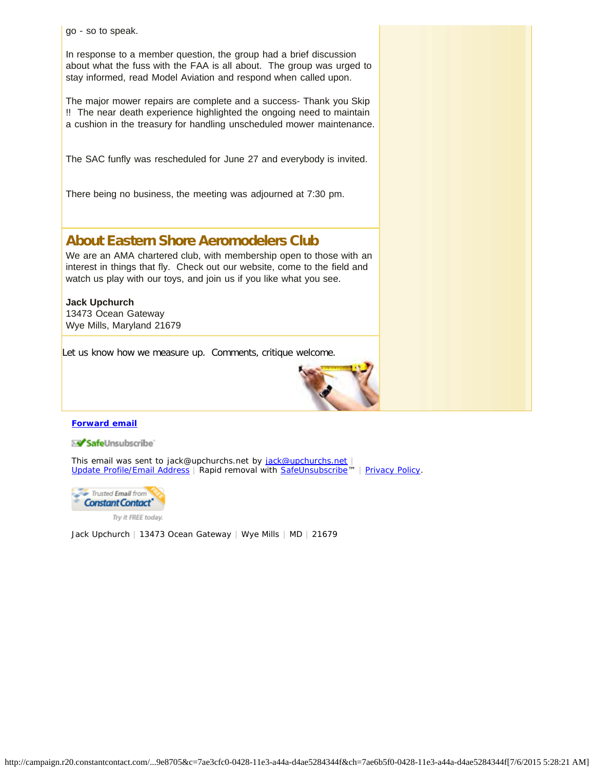go - so to speak.

In response to a member question, the group had a brief discussion about what the fuss with the FAA is all about. The group was urged to stay informed, read Model Aviation and respond when called upon.

The major mower repairs are complete and a success- Thank you Skip !! The near death experience highlighted the ongoing need to maintain a cushion in the treasury for handling unscheduled mower maintenance.

The SAC funfly was rescheduled for June 27 and everybody is invited.

There being no business, the meeting was adjourned at 7:30 pm.

## About Eastern Shore Aeromodelers Club

We are an AMA chartered club, with membership open to those with an interest in things that fly. Check out our website, come to the field and watch us play with our toys, and join us if you like what you see.

**Jack Upchurch**
13473 Ocean Gateway
Wye Mills, Maryland 21679

Let us know how we measure up. Comments, critique welcome.

**Forward email**

SafeUnsubscribe

This email was sent to jack@upchurchs.net by jack@upchurchs.net | Update Profile/Email Address | Rapid removal with SafeUnsubscribe™ | Privacy Policy.

Trusted Email from Constant Contact FREE
Try it FREE today.

Jack Upchurch | 13473 Ocean Gateway | Wye Mills | MD | 21679